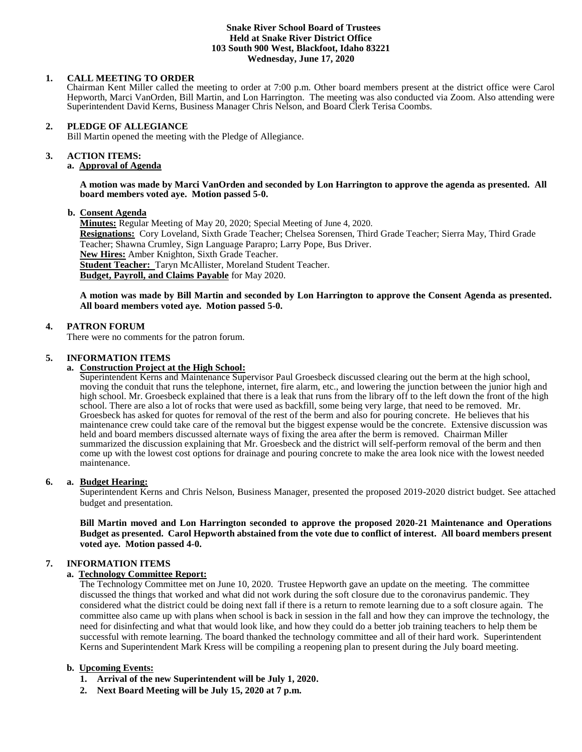**Snake River School Board of Trustees**
**Held at Snake River District Office**
**103 South 900 West, Blackfoot, Idaho 83221**
**Wednesday, June 17, 2020**

**1. CALL MEETING TO ORDER**

Chairman Kent Miller called the meeting to order at 7:00 p.m. Other board members present at the district office were Carol Hepworth, Marci VanOrden, Bill Martin, and Lon Harrington. The meeting was also conducted via Zoom. Also attending were Superintendent David Kerns, Business Manager Chris Nelson, and Board Clerk Terisa Coombs.

**2. PLEDGE OF ALLEGIANCE**

Bill Martin opened the meeting with the Pledge of Allegiance.

**3. ACTION ITEMS:**

**a. Approval of Agenda**

**A motion was made by Marci VanOrden and seconded by Lon Harrington to approve the agenda as presented. All board members voted aye. Motion passed 5-0.**

**b. Consent Agenda**

**Minutes:** Regular Meeting of May 20, 2020; Special Meeting of June 4, 2020.
**Resignations:** Cory Loveland, Sixth Grade Teacher; Chelsea Sorensen, Third Grade Teacher; Sierra May, Third Grade Teacher; Shawna Crumley, Sign Language Parapro; Larry Pope, Bus Driver.
**New Hires:** Amber Knighton, Sixth Grade Teacher.
**Student Teacher:** Taryn McAllister, Moreland Student Teacher.
**Budget, Payroll, and Claims Payable** for May 2020.

**A motion was made by Bill Martin and seconded by Lon Harrington to approve the Consent Agenda as presented. All board members voted aye. Motion passed 5-0.**

**4. PATRON FORUM**

There were no comments for the patron forum.

**5. INFORMATION ITEMS**

**a. Construction Project at the High School:**

Superintendent Kerns and Maintenance Supervisor Paul Groesbeck discussed clearing out the berm at the high school, moving the conduit that runs the telephone, internet, fire alarm, etc., and lowering the junction between the junior high and high school. Mr. Groesbeck explained that there is a leak that runs from the library off to the left down the front of the high school. There are also a lot of rocks that were used as backfill, some being very large, that need to be removed. Mr. Groesbeck has asked for quotes for removal of the rest of the berm and also for pouring concrete. He believes that his maintenance crew could take care of the removal but the biggest expense would be the concrete. Extensive discussion was held and board members discussed alternate ways of fixing the area after the berm is removed. Chairman Miller summarized the discussion explaining that Mr. Groesbeck and the district will self-perform removal of the berm and then come up with the lowest cost options for drainage and pouring concrete to make the area look nice with the lowest needed maintenance.

**6. a. Budget Hearing:**

Superintendent Kerns and Chris Nelson, Business Manager, presented the proposed 2019-2020 district budget. See attached budget and presentation.

**Bill Martin moved and Lon Harrington seconded to approve the proposed 2020-21 Maintenance and Operations Budget as presented. Carol Hepworth abstained from the vote due to conflict of interest. All board members present voted aye. Motion passed 4-0.**

**7. INFORMATION ITEMS**

**a. Technology Committee Report:**

The Technology Committee met on June 10, 2020. Trustee Hepworth gave an update on the meeting. The committee discussed the things that worked and what did not work during the soft closure due to the coronavirus pandemic. They considered what the district could be doing next fall if there is a return to remote learning due to a soft closure again. The committee also came up with plans when school is back in session in the fall and how they can improve the technology, the need for disinfecting and what that would look like, and how they could do a better job training teachers to help them be successful with remote learning. The board thanked the technology committee and all of their hard work. Superintendent Kerns and Superintendent Mark Kress will be compiling a reopening plan to present during the July board meeting.

**b. Upcoming Events:**

1. **Arrival of the new Superintendent will be July 1, 2020.**
2. **Next Board Meeting will be July 15, 2020 at 7 p.m.**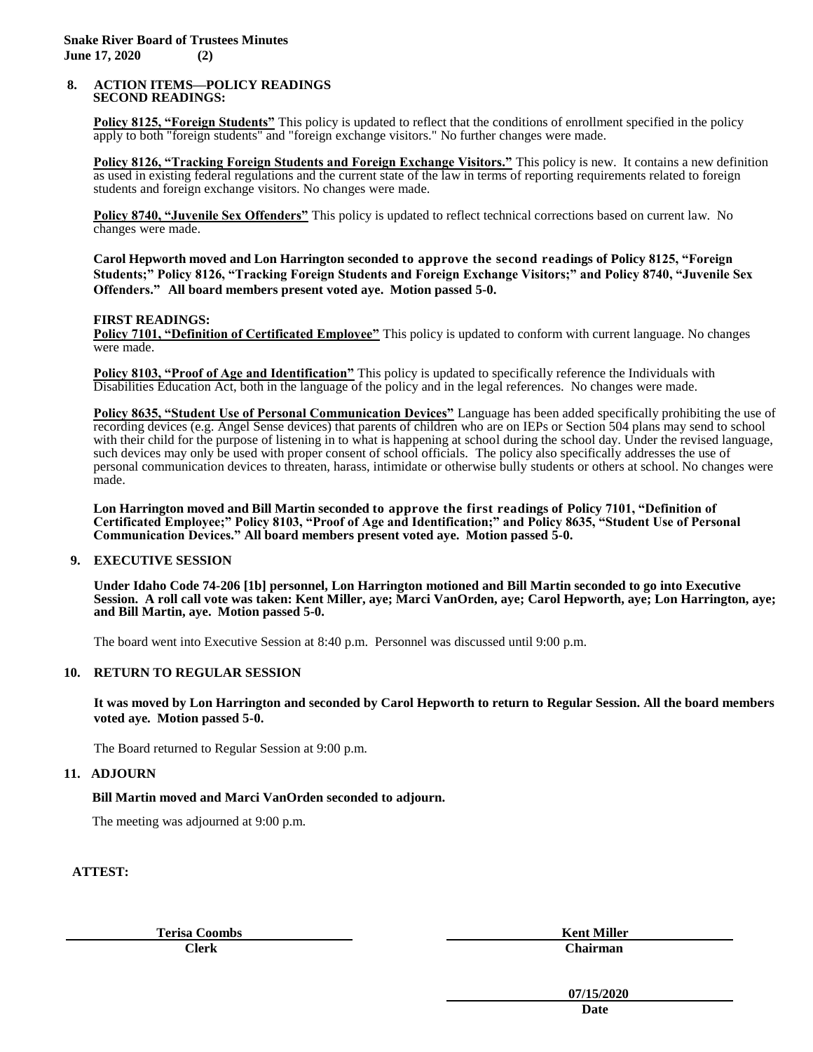## 8. ACTION ITEMS—POLICY READINGS

### SECOND READINGS:

**Policy 8125, "Foreign Students"** This policy is updated to reflect that the conditions of enrollment specified in the policy apply to both "foreign students" and "foreign exchange visitors." No further changes were made.

**Policy 8126, "Tracking Foreign Students and Foreign Exchange Visitors."** This policy is new. It contains a new definition as used in existing federal regulations and the current state of the law in terms of reporting requirements related to foreign students and foreign exchange visitors. No changes were made.

**Policy 8740, "Juvenile Sex Offenders"** This policy is updated to reflect technical corrections based on current law. No changes were made.

**Carol Hepworth moved and Lon Harrington seconded to approve the second readings of Policy 8125, "Foreign Students;" Policy 8126, "Tracking Foreign Students and Foreign Exchange Visitors;" and Policy 8740, "Juvenile Sex Offenders." All board members present voted aye. Motion passed 5-0.**

### FIRST READINGS:

**Policy 7101, "Definition of Certificated Employee"** This policy is updated to conform with current language. No changes were made.

**Policy 8103, "Proof of Age and Identification"** This policy is updated to specifically reference the Individuals with Disabilities Education Act, both in the language of the policy and in the legal references. No changes were made.

**Policy 8635, "Student Use of Personal Communication Devices"** Language has been added specifically prohibiting the use of recording devices (e.g. Angel Sense devices) that parents of children who are on IEPs or Section 504 plans may send to school with their child for the purpose of listening in to what is happening at school during the school day. Under the revised language, such devices may only be used with proper consent of school officials. The policy also specifically addresses the use of personal communication devices to threaten, harass, intimidate or otherwise bully students or others at school. No changes were made.

**Lon Harrington moved and Bill Martin seconded to approve the first readings of Policy 7101, "Definition of Certificated Employee;" Policy 8103, "Proof of Age and Identification;" and Policy 8635, "Student Use of Personal Communication Devices." All board members present voted aye. Motion passed 5-0.**

## 9. EXECUTIVE SESSION

**Under Idaho Code 74-206 [1b] personnel, Lon Harrington motioned and Bill Martin seconded to go into Executive Session. A roll call vote was taken: Kent Miller, aye; Marci VanOrden, aye; Carol Hepworth, aye; Lon Harrington, aye; and Bill Martin, aye. Motion passed 5-0.**

The board went into Executive Session at 8:40 p.m. Personnel was discussed until 9:00 p.m.

## 10. RETURN TO REGULAR SESSION

**It was moved by Lon Harrington and seconded by Carol Hepworth to return to Regular Session. All the board members voted aye. Motion passed 5-0.**

The Board returned to Regular Session at 9:00 p.m.

## 11. ADJOURN

**Bill Martin moved and Marci VanOrden seconded to adjourn.**

The meeting was adjourned at 9:00 p.m.

**ATTEST:**

**Terisa Coombs**
**Clerk**

**Kent Miller**
**Chairman**

**07/15/2020**
**Date**